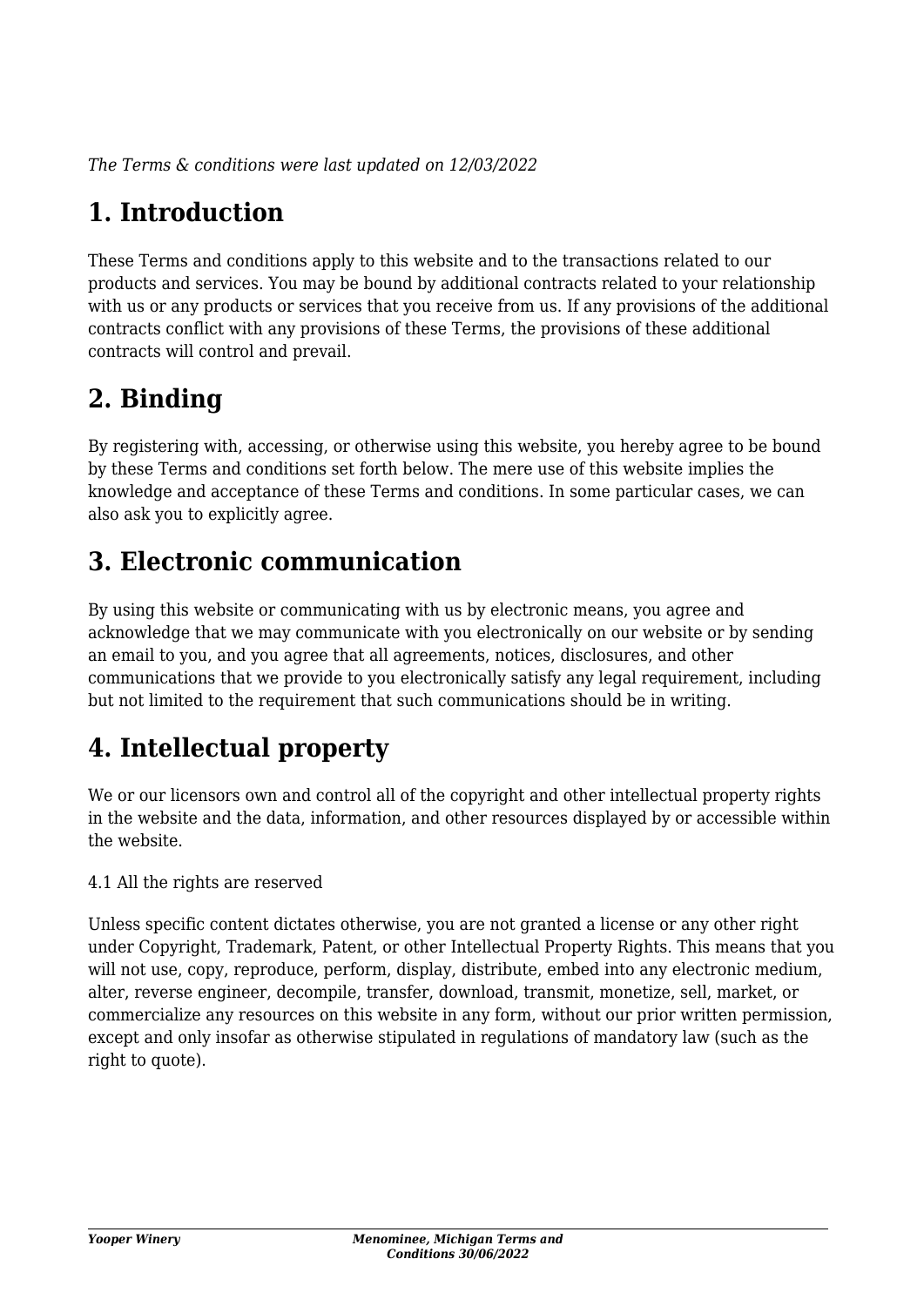*The Terms & conditions were last updated on 12/03/2022*

# 1. Introduction

These Terms and conditions apply to this website and to the transactions related to our products and services. You may be bound by additional contracts related to your relationship with us or any products or services that you receive from us. If any provisions of the additional contracts conflict with any provisions of these Terms, the provisions of these additional contracts will control and prevail.

# 2. Binding

By registering with, accessing, or otherwise using this website, you hereby agree to be bound by these Terms and conditions set forth below. The mere use of this website implies the knowledge and acceptance of these Terms and conditions. In some particular cases, we can also ask you to explicitly agree.

# 3. Electronic communication

By using this website or communicating with us by electronic means, you agree and acknowledge that we may communicate with you electronically on our website or by sending an email to you, and you agree that all agreements, notices, disclosures, and other communications that we provide to you electronically satisfy any legal requirement, including but not limited to the requirement that such communications should be in writing.

# 4. Intellectual property

We or our licensors own and control all of the copyright and other intellectual property rights in the website and the data, information, and other resources displayed by or accessible within the website.

4.1 All the rights are reserved

Unless specific content dictates otherwise, you are not granted a license or any other right under Copyright, Trademark, Patent, or other Intellectual Property Rights. This means that you will not use, copy, reproduce, perform, display, distribute, embed into any electronic medium, alter, reverse engineer, decompile, transfer, download, transmit, monetize, sell, market, or commercialize any resources on this website in any form, without our prior written permission, except and only insofar as otherwise stipulated in regulations of mandatory law (such as the right to quote).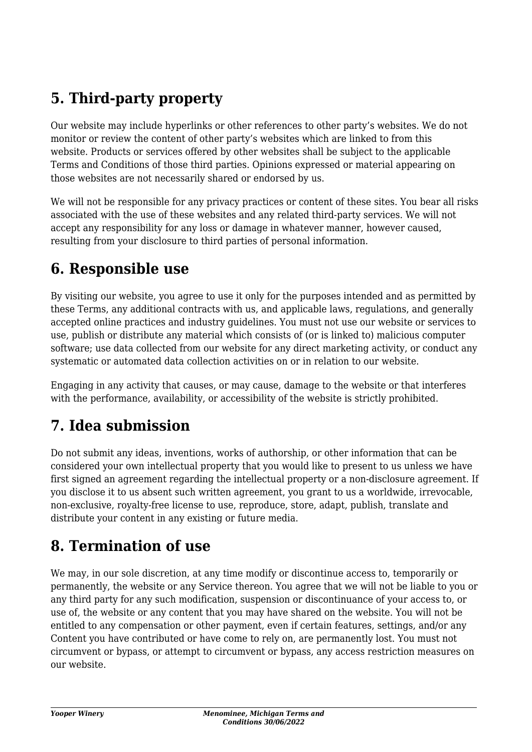## 5. Third-party property

Our website may include hyperlinks or other references to other party's websites. We do not monitor or review the content of other party's websites which are linked to from this website. Products or services offered by other websites shall be subject to the applicable Terms and Conditions of those third parties. Opinions expressed or material appearing on those websites are not necessarily shared or endorsed by us.

We will not be responsible for any privacy practices or content of these sites. You bear all risks associated with the use of these websites and any related third-party services. We will not accept any responsibility for any loss or damage in whatever manner, however caused, resulting from your disclosure to third parties of personal information.

## 6. Responsible use

By visiting our website, you agree to use it only for the purposes intended and as permitted by these Terms, any additional contracts with us, and applicable laws, regulations, and generally accepted online practices and industry guidelines. You must not use our website or services to use, publish or distribute any material which consists of (or is linked to) malicious computer software; use data collected from our website for any direct marketing activity, or conduct any systematic or automated data collection activities on or in relation to our website.

Engaging in any activity that causes, or may cause, damage to the website or that interferes with the performance, availability, or accessibility of the website is strictly prohibited.

## 7. Idea submission

Do not submit any ideas, inventions, works of authorship, or other information that can be considered your own intellectual property that you would like to present to us unless we have first signed an agreement regarding the intellectual property or a non-disclosure agreement. If you disclose it to us absent such written agreement, you grant to us a worldwide, irrevocable, non-exclusive, royalty-free license to use, reproduce, store, adapt, publish, translate and distribute your content in any existing or future media.

## 8. Termination of use

We may, in our sole discretion, at any time modify or discontinue access to, temporarily or permanently, the website or any Service thereon. You agree that we will not be liable to you or any third party for any such modification, suspension or discontinuance of your access to, or use of, the website or any content that you may have shared on the website. You will not be entitled to any compensation or other payment, even if certain features, settings, and/or any Content you have contributed or have come to rely on, are permanently lost. You must not circumvent or bypass, or attempt to circumvent or bypass, any access restriction measures on our website.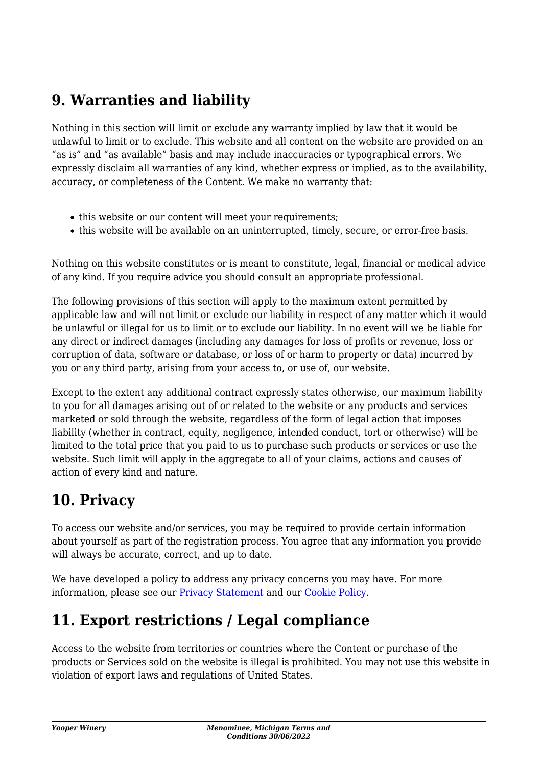## 9. Warranties and liability

Nothing in this section will limit or exclude any warranty implied by law that it would be unlawful to limit or to exclude. This website and all content on the website are provided on an "as is" and "as available" basis and may include inaccuracies or typographical errors. We expressly disclaim all warranties of any kind, whether express or implied, as to the availability, accuracy, or completeness of the Content. We make no warranty that:

- this website or our content will meet your requirements;
- this website will be available on an uninterrupted, timely, secure, or error-free basis.

Nothing on this website constitutes or is meant to constitute, legal, financial or medical advice of any kind. If you require advice you should consult an appropriate professional.

The following provisions of this section will apply to the maximum extent permitted by applicable law and will not limit or exclude our liability in respect of any matter which it would be unlawful or illegal for us to limit or to exclude our liability. In no event will we be liable for any direct or indirect damages (including any damages for loss of profits or revenue, loss or corruption of data, software or database, or loss of or harm to property or data) incurred by you or any third party, arising from your access to, or use of, our website.

Except to the extent any additional contract expressly states otherwise, our maximum liability to you for all damages arising out of or related to the website or any products and services marketed or sold through the website, regardless of the form of legal action that imposes liability (whether in contract, equity, negligence, intended conduct, tort or otherwise) will be limited to the total price that you paid to us to purchase such products or services or use the website. Such limit will apply in the aggregate to all of your claims, actions and causes of action of every kind and nature.

## 10. Privacy

To access our website and/or services, you may be required to provide certain information about yourself as part of the registration process. You agree that any information you provide will always be accurate, correct, and up to date.

We have developed a policy to address any privacy concerns you may have. For more information, please see our [Privacy Statement] and our [Cookie Policy].

## 11. Export restrictions / Legal compliance

Access to the website from territories or countries where the Content or purchase of the products or Services sold on the website is illegal is prohibited. You may not use this website in violation of export laws and regulations of United States.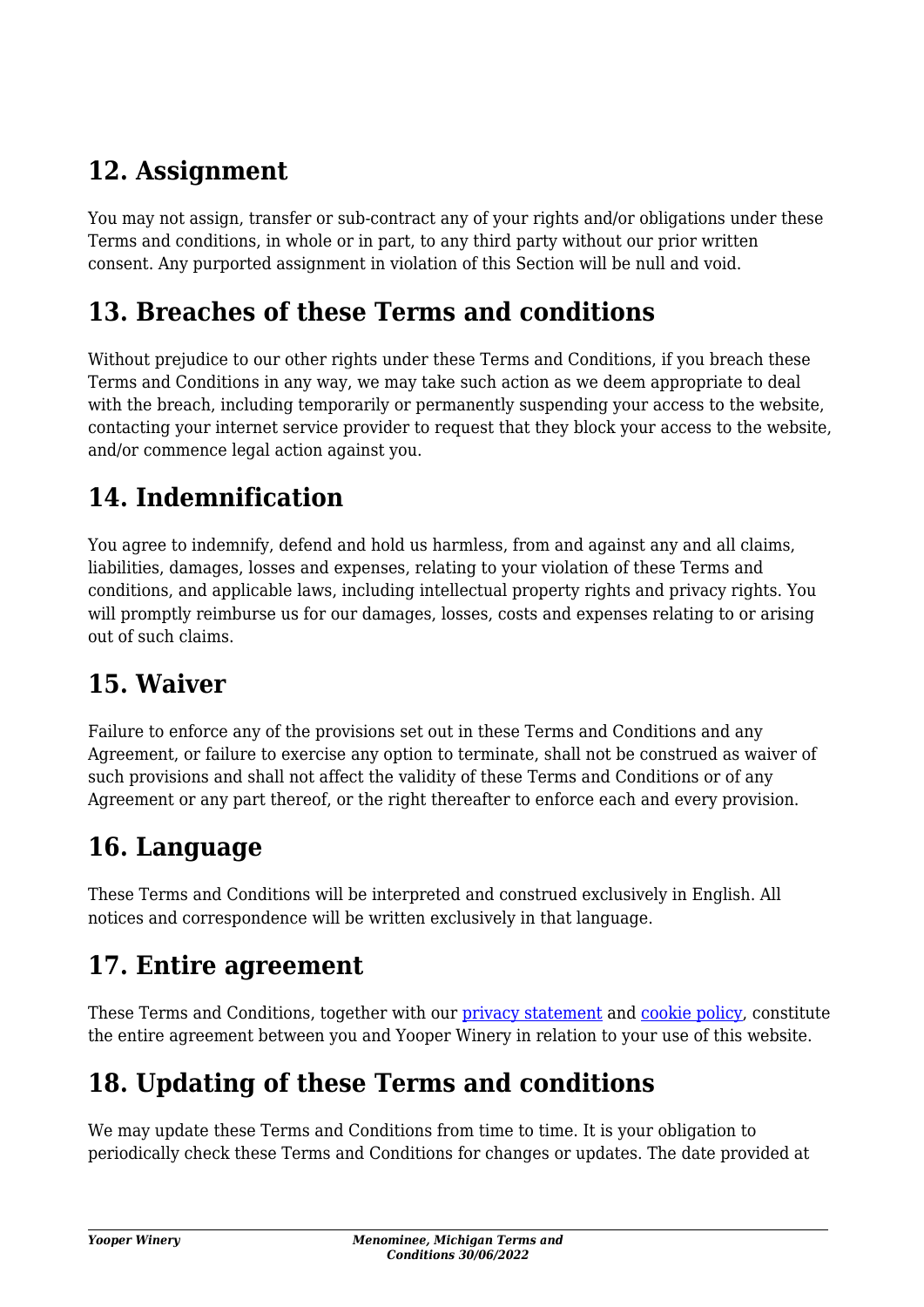## 12. Assignment

You may not assign, transfer or sub-contract any of your rights and/or obligations under these Terms and conditions, in whole or in part, to any third party without our prior written consent. Any purported assignment in violation of this Section will be null and void.

## 13. Breaches of these Terms and conditions

Without prejudice to our other rights under these Terms and Conditions, if you breach these Terms and Conditions in any way, we may take such action as we deem appropriate to deal with the breach, including temporarily or permanently suspending your access to the website, contacting your internet service provider to request that they block your access to the website, and/or commence legal action against you.

## 14. Indemnification

You agree to indemnify, defend and hold us harmless, from and against any and all claims, liabilities, damages, losses and expenses, relating to your violation of these Terms and conditions, and applicable laws, including intellectual property rights and privacy rights. You will promptly reimburse us for our damages, losses, costs and expenses relating to or arising out of such claims.

## 15. Waiver

Failure to enforce any of the provisions set out in these Terms and Conditions and any Agreement, or failure to exercise any option to terminate, shall not be construed as waiver of such provisions and shall not affect the validity of these Terms and Conditions or of any Agreement or any part thereof, or the right thereafter to enforce each and every provision.

## 16. Language

These Terms and Conditions will be interpreted and construed exclusively in English. All notices and correspondence will be written exclusively in that language.

## 17. Entire agreement

These Terms and Conditions, together with our privacy statement and cookie policy, constitute the entire agreement between you and Yooper Winery in relation to your use of this website.

## 18. Updating of these Terms and conditions

We may update these Terms and Conditions from time to time. It is your obligation to periodically check these Terms and Conditions for changes or updates. The date provided at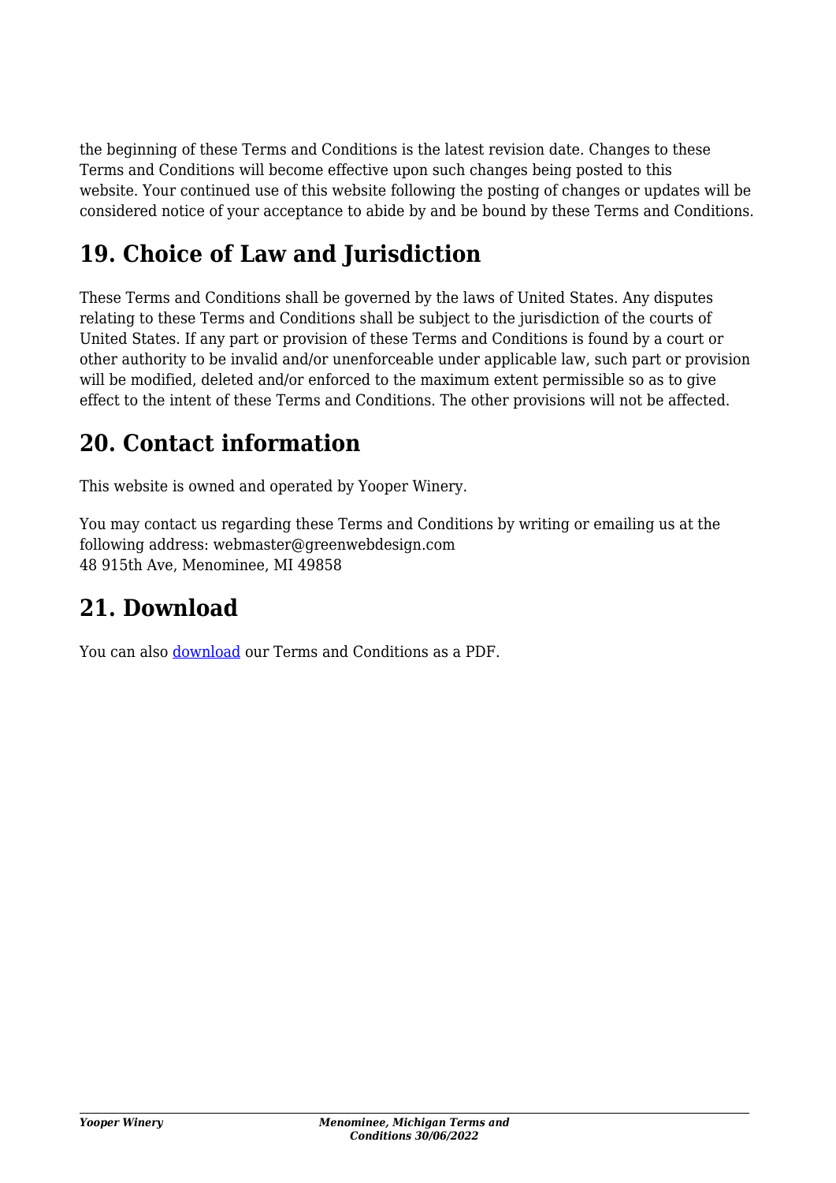the beginning of these Terms and Conditions is the latest revision date. Changes to these Terms and Conditions will become effective upon such changes being posted to this website. Your continued use of this website following the posting of changes or updates will be considered notice of your acceptance to abide by and be bound by these Terms and Conditions.

## 19. Choice of Law and Jurisdiction

These Terms and Conditions shall be governed by the laws of United States. Any disputes relating to these Terms and Conditions shall be subject to the jurisdiction of the courts of United States. If any part or provision of these Terms and Conditions is found by a court or other authority to be invalid and/or unenforceable under applicable law, such part or provision will be modified, deleted and/or enforced to the maximum extent permissible so as to give effect to the intent of these Terms and Conditions. The other provisions will not be affected.

## 20. Contact information

This website is owned and operated by Yooper Winery.

You may contact us regarding these Terms and Conditions by writing or emailing us at the following address: webmaster@greenwebdesign.com
48 915th Ave, Menominee, MI 49858

## 21. Download

You can also download our Terms and Conditions as a PDF.